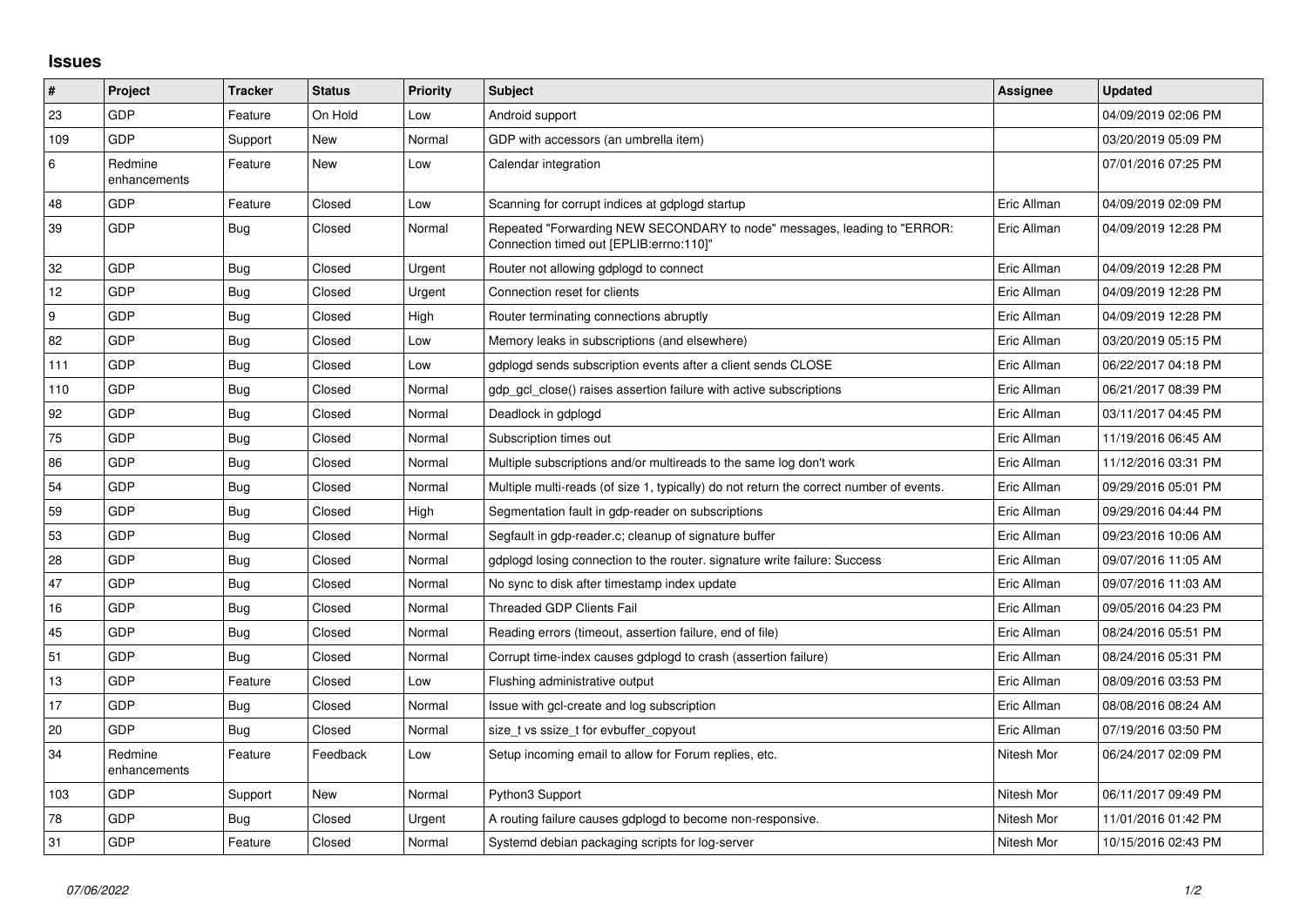# Issues

| # | Project | Tracker | Status | Priority | Subject | Assignee | Updated |
|---|---|---|---|---|---|---|---|
| 23 | GDP | Feature | On Hold | Low | Android support | | 04/09/2019 02:06 PM |
| 109 | GDP | Support | New | Normal | GDP with accessors (an umbrella item) | | 03/20/2019 05:09 PM |
| 6 | Redmine enhancements | Feature | New | Low | Calendar integration | | 07/01/2016 07:25 PM |
| 48 | GDP | Feature | Closed | Low | Scanning for corrupt indices at gdplogd startup | Eric Allman | 04/09/2019 02:09 PM |
| 39 | GDP | Bug | Closed | Normal | Repeated "Forwarding NEW SECONDARY to node" messages, leading to "ERROR: Connection timed out [EPLIB:errno:110]" | Eric Allman | 04/09/2019 12:28 PM |
| 32 | GDP | Bug | Closed | Urgent | Router not allowing gdplogd to connect | Eric Allman | 04/09/2019 12:28 PM |
| 12 | GDP | Bug | Closed | Urgent | Connection reset for clients | Eric Allman | 04/09/2019 12:28 PM |
| 9 | GDP | Bug | Closed | High | Router terminating connections abruptly | Eric Allman | 04/09/2019 12:28 PM |
| 82 | GDP | Bug | Closed | Low | Memory leaks in subscriptions (and elsewhere) | Eric Allman | 03/20/2019 05:15 PM |
| 111 | GDP | Bug | Closed | Low | gdplogd sends subscription events after a client sends CLOSE | Eric Allman | 06/22/2017 04:18 PM |
| 110 | GDP | Bug | Closed | Normal | gdp_gcl_close() raises assertion failure with active subscriptions | Eric Allman | 06/21/2017 08:39 PM |
| 92 | GDP | Bug | Closed | Normal | Deadlock in gdplogd | Eric Allman | 03/11/2017 04:45 PM |
| 75 | GDP | Bug | Closed | Normal | Subscription times out | Eric Allman | 11/19/2016 06:45 AM |
| 86 | GDP | Bug | Closed | Normal | Multiple subscriptions and/or multireads to the same log don't work | Eric Allman | 11/12/2016 03:31 PM |
| 54 | GDP | Bug | Closed | Normal | Multiple multi-reads (of size 1, typically) do not return the correct number of events. | Eric Allman | 09/29/2016 05:01 PM |
| 59 | GDP | Bug | Closed | High | Segmentation fault in gdp-reader on subscriptions | Eric Allman | 09/29/2016 04:44 PM |
| 53 | GDP | Bug | Closed | Normal | Segfault in gdp-reader.c; cleanup of signature buffer | Eric Allman | 09/23/2016 10:06 AM |
| 28 | GDP | Bug | Closed | Normal | gdplogd losing connection to the router. signature write failure: Success | Eric Allman | 09/07/2016 11:05 AM |
| 47 | GDP | Bug | Closed | Normal | No sync to disk after timestamp index update | Eric Allman | 09/07/2016 11:03 AM |
| 16 | GDP | Bug | Closed | Normal | Threaded GDP Clients Fail | Eric Allman | 09/05/2016 04:23 PM |
| 45 | GDP | Bug | Closed | Normal | Reading errors (timeout, assertion failure, end of file) | Eric Allman | 08/24/2016 05:51 PM |
| 51 | GDP | Bug | Closed | Normal | Corrupt time-index causes gdplogd to crash (assertion failure) | Eric Allman | 08/24/2016 05:31 PM |
| 13 | GDP | Feature | Closed | Low | Flushing administrative output | Eric Allman | 08/09/2016 03:53 PM |
| 17 | GDP | Bug | Closed | Normal | Issue with gcl-create and log subscription | Eric Allman | 08/08/2016 08:24 AM |
| 20 | GDP | Bug | Closed | Normal | size_t vs ssize_t for evbuffer_copyout | Eric Allman | 07/19/2016 03:50 PM |
| 34 | Redmine enhancements | Feature | Feedback | Low | Setup incoming email to allow for Forum replies, etc. | Nitesh Mor | 06/24/2017 02:09 PM |
| 103 | GDP | Support | New | Normal | Python3 Support | Nitesh Mor | 06/11/2017 09:49 PM |
| 78 | GDP | Bug | Closed | Urgent | A routing failure causes gdplogd to become non-responsive. | Nitesh Mor | 11/01/2016 01:42 PM |
| 31 | GDP | Feature | Closed | Normal | Systemd debian packaging scripts for log-server | Nitesh Mor | 10/15/2016 02:43 PM |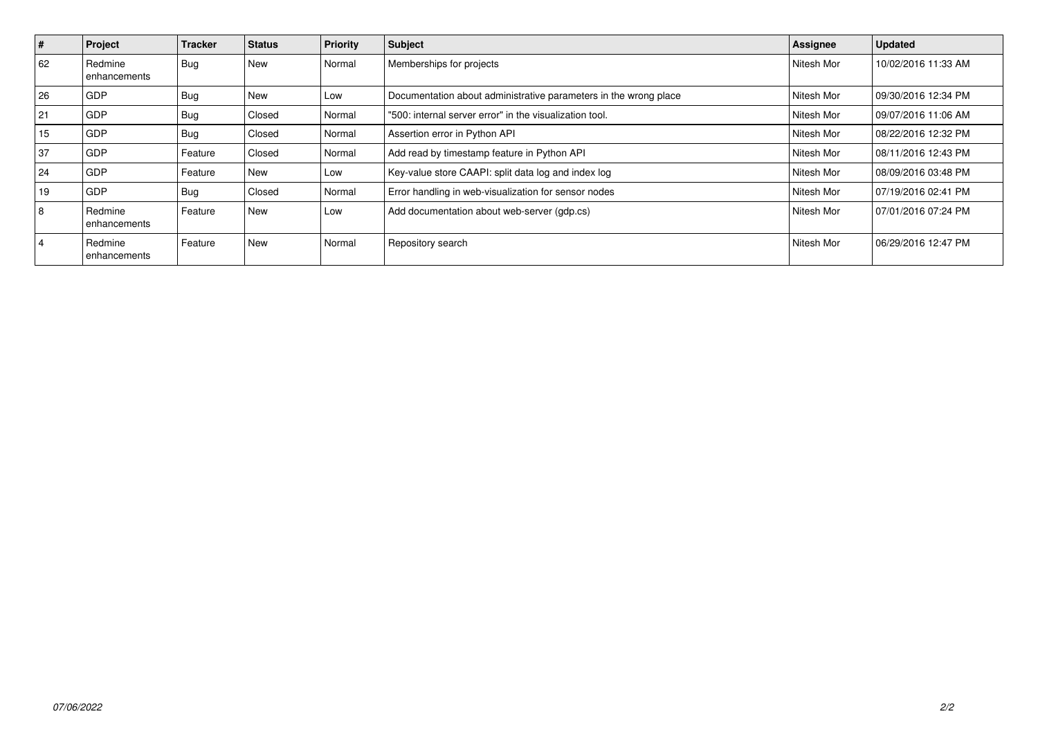| # | Project | Tracker | Status | Priority | Subject | Assignee | Updated |
|---|---|---|---|---|---|---|---|
| 62 | Redmine enhancements | Bug | New | Normal | Memberships for projects | Nitesh Mor | 10/02/2016 11:33 AM |
| 26 | GDP | Bug | New | Low | Documentation about administrative parameters in the wrong place | Nitesh Mor | 09/30/2016 12:34 PM |
| 21 | GDP | Bug | Closed | Normal | "500: internal server error" in the visualization tool. | Nitesh Mor | 09/07/2016 11:06 AM |
| 15 | GDP | Bug | Closed | Normal | Assertion error in Python API | Nitesh Mor | 08/22/2016 12:32 PM |
| 37 | GDP | Feature | Closed | Normal | Add read by timestamp feature in Python API | Nitesh Mor | 08/11/2016 12:43 PM |
| 24 | GDP | Feature | New | Low | Key-value store CAAPI: split data log and index log | Nitesh Mor | 08/09/2016 03:48 PM |
| 19 | GDP | Bug | Closed | Normal | Error handling in web-visualization for sensor nodes | Nitesh Mor | 07/19/2016 02:41 PM |
| 8 | Redmine enhancements | Feature | New | Low | Add documentation about web-server (gdp.cs) | Nitesh Mor | 07/01/2016 07:24 PM |
| 4 | Redmine enhancements | Feature | New | Normal | Repository search | Nitesh Mor | 06/29/2016 12:47 PM |